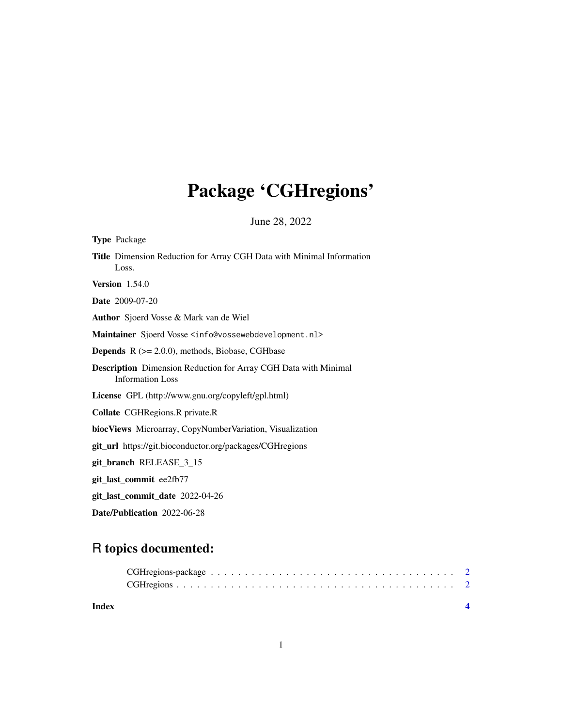# Package 'CGHregions'

June 28, 2022

**Type** Package

**Title** Dimension Reduction for Array CGH Data with Minimal Information Loss.

**Version** 1.54.0

**Date** 2009-07-20

**Author** Sjoerd Vosse & Mark van de Wiel

**Maintainer** Sjoerd Vosse <info@vossewebdevelopment.nl>

**Depends** R (>= 2.0.0), methods, Biobase, CGHbase

**Description** Dimension Reduction for Array CGH Data with Minimal Information Loss

**License** GPL (http://www.gnu.org/copyleft/gpl.html)

**Collate** CGHRegions.R private.R

**biocViews** Microarray, CopyNumberVariation, Visualization

**git_url** https://git.bioconductor.org/packages/CGHregions

**git_branch** RELEASE_3_15

**git_last_commit** ee2fb77

**git_last_commit_date** 2022-04-26

**Date/Publication** 2022-06-28

## R topics documented:

CGHregions-package . . . . . . . . . . . . . . . . . . . . . . . . . . . . . . . . . . . . . 2
CGHregions . . . . . . . . . . . . . . . . . . . . . . . . . . . . . . . . . . . . . . . . . 2

**Index** **4**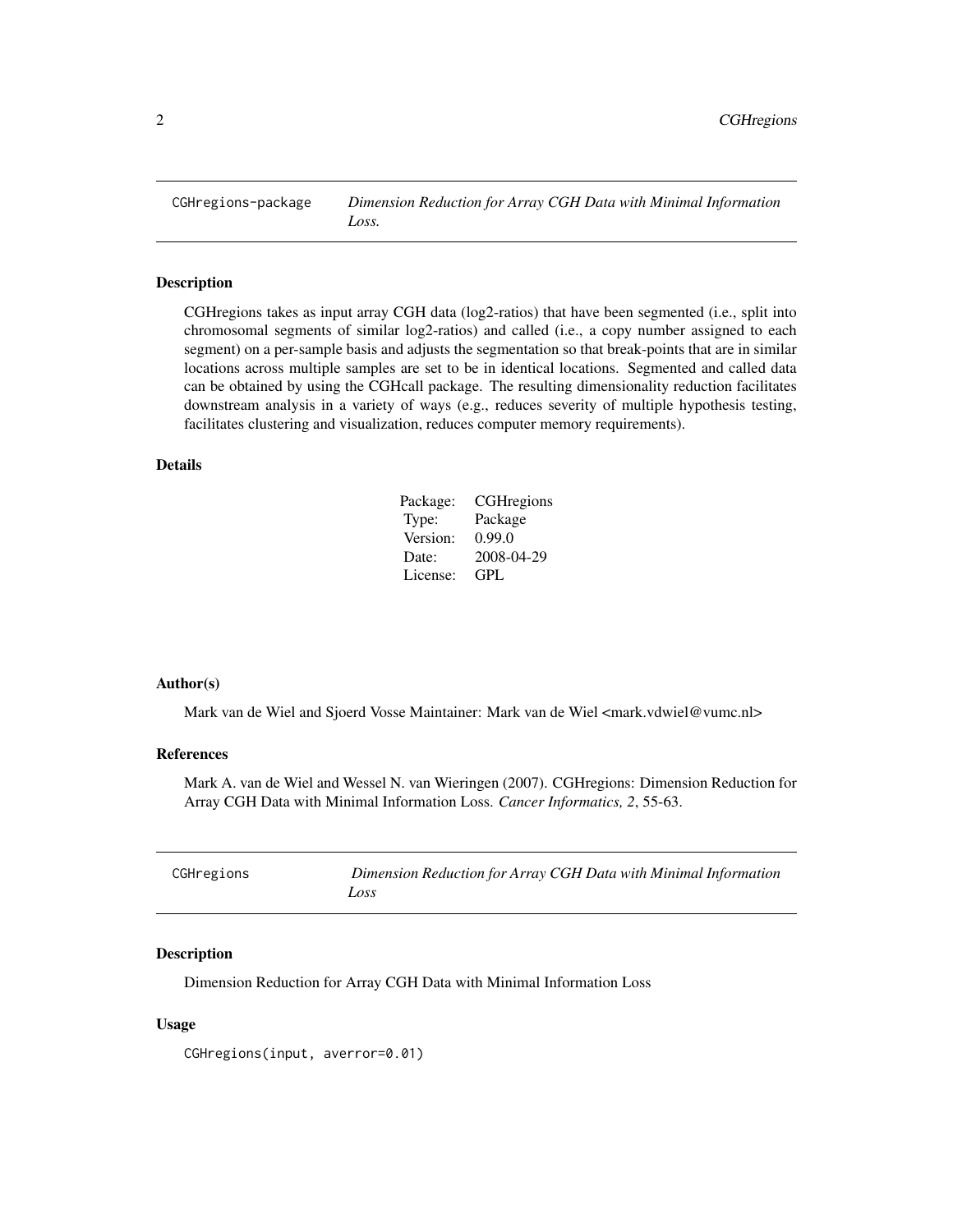## CGHregions-package — *Dimension Reduction for Array CGH Data with Minimal Information Loss.*

### Description

CGHregions takes as input array CGH data (log2-ratios) that have been segmented (i.e., split into chromosomal segments of similar log2-ratios) and called (i.e., a copy number assigned to each segment) on a per-sample basis and adjusts the segmentation so that break-points that are in similar locations across multiple samples are set to be in identical locations. Segmented and called data can be obtained by using the CGHcall package. The resulting dimensionality reduction facilitates downstream analysis in a variety of ways (e.g., reduces severity of multiple hypothesis testing, facilitates clustering and visualization, reduces computer memory requirements).

### Details

| | |
|---|---|
| Package: | CGHregions |
| Type: | Package |
| Version: | 0.99.0 |
| Date: | 2008-04-29 |
| License: | GPL |

### Author(s)

Mark van de Wiel and Sjoerd Vosse Maintainer: Mark van de Wiel <mark.vdwiel@vumc.nl>

### References

Mark A. van de Wiel and Wessel N. van Wieringen (2007). CGHregions: Dimension Reduction for Array CGH Data with Minimal Information Loss. *Cancer Informatics, 2*, 55-63.

## CGHregions — *Dimension Reduction for Array CGH Data with Minimal Information Loss*

### Description

Dimension Reduction for Array CGH Data with Minimal Information Loss

### Usage

```
CGHregions(input, averror=0.01)
```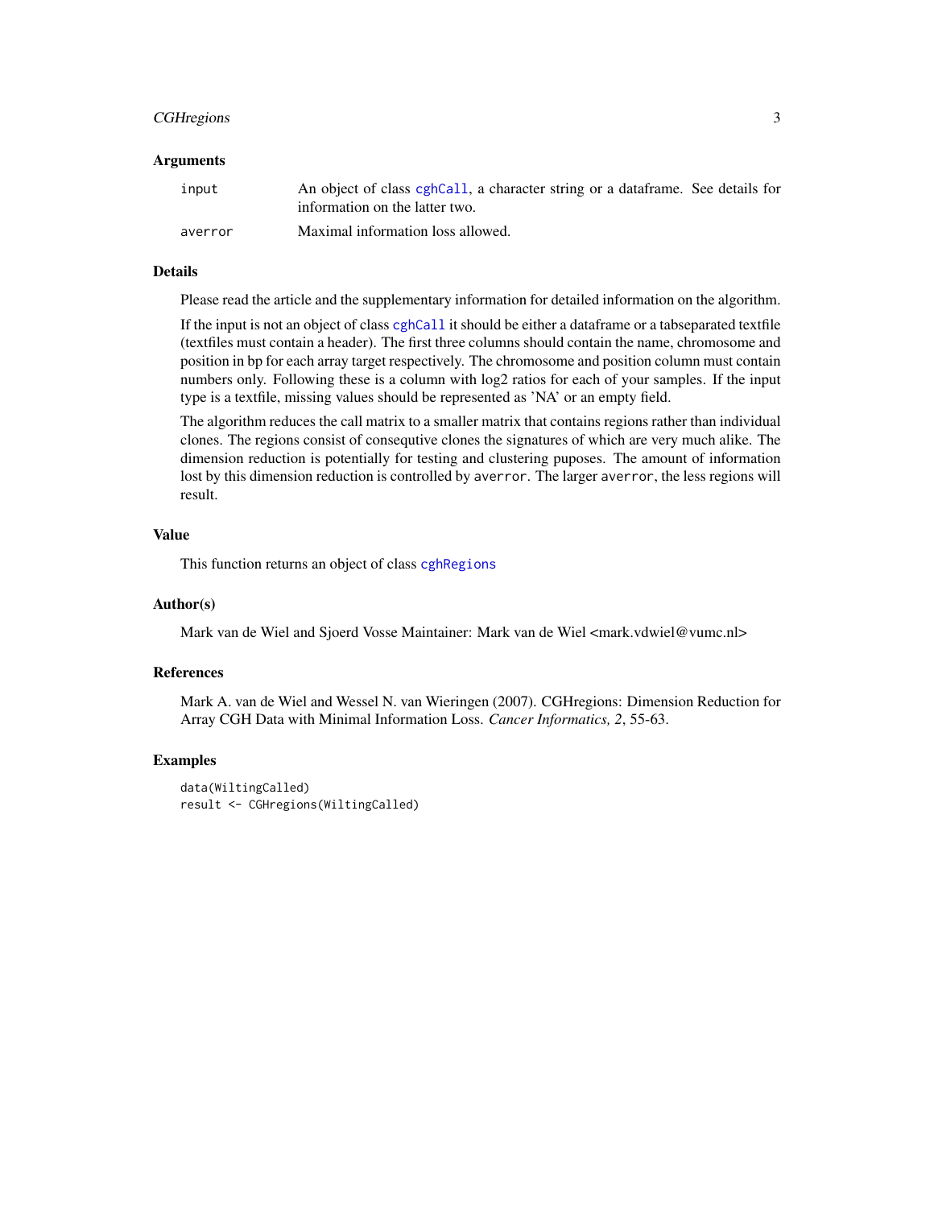### Arguments

| | |
|---|---|
| `input` | An object of class `cghCall`, a character string or a dataframe. See details for information on the latter two. |
| `averror` | Maximal information loss allowed. |

### Details

Please read the article and the supplementary information for detailed information on the algorithm.

If the input is not an object of class `cghCall` it should be either a dataframe or a tabseparated textfile (textfiles must contain a header). The first three columns should contain the name, chromosome and position in bp for each array target respectively. The chromosome and position column must contain numbers only. Following these is a column with log2 ratios for each of your samples. If the input type is a textfile, missing values should be represented as 'NA' or an empty field.

The algorithm reduces the call matrix to a smaller matrix that contains regions rather than individual clones. The regions consist of consequtive clones the signatures of which are very much alike. The dimension reduction is potentially for testing and clustering puposes. The amount of information lost by this dimension reduction is controlled by `averror`. The larger `averror`, the less regions will result.

### Value

This function returns an object of class `cghRegions`

### Author(s)

Mark van de Wiel and Sjoerd Vosse Maintainer: Mark van de Wiel <mark.vdwiel@vumc.nl>

### References

Mark A. van de Wiel and Wessel N. van Wieringen (2007). CGHregions: Dimension Reduction for Array CGH Data with Minimal Information Loss. *Cancer Informatics, 2*, 55-63.

### Examples

```
data(WiltingCalled)
result <- CGHregions(WiltingCalled)
```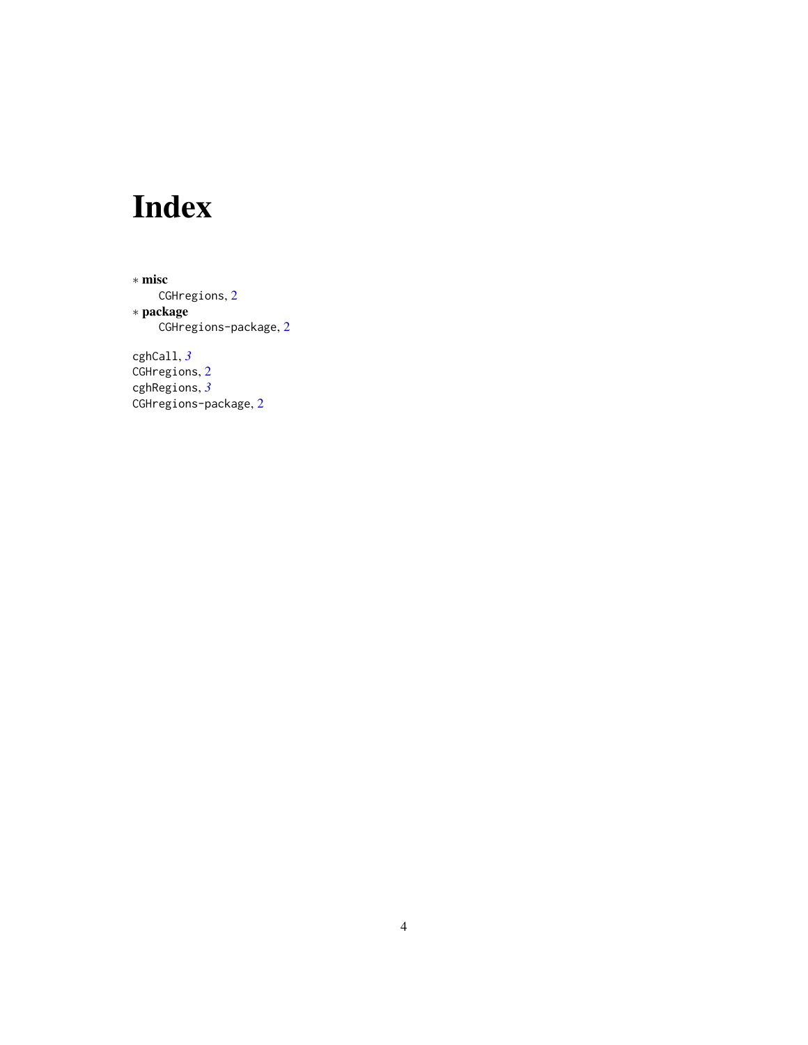# Index

∗ **misc**
    CGHregions, 2
∗ **package**
    CGHregions-package, 2

cghCall, *3*
CGHregions, 2
cghRegions, *3*
CGHregions-package, 2